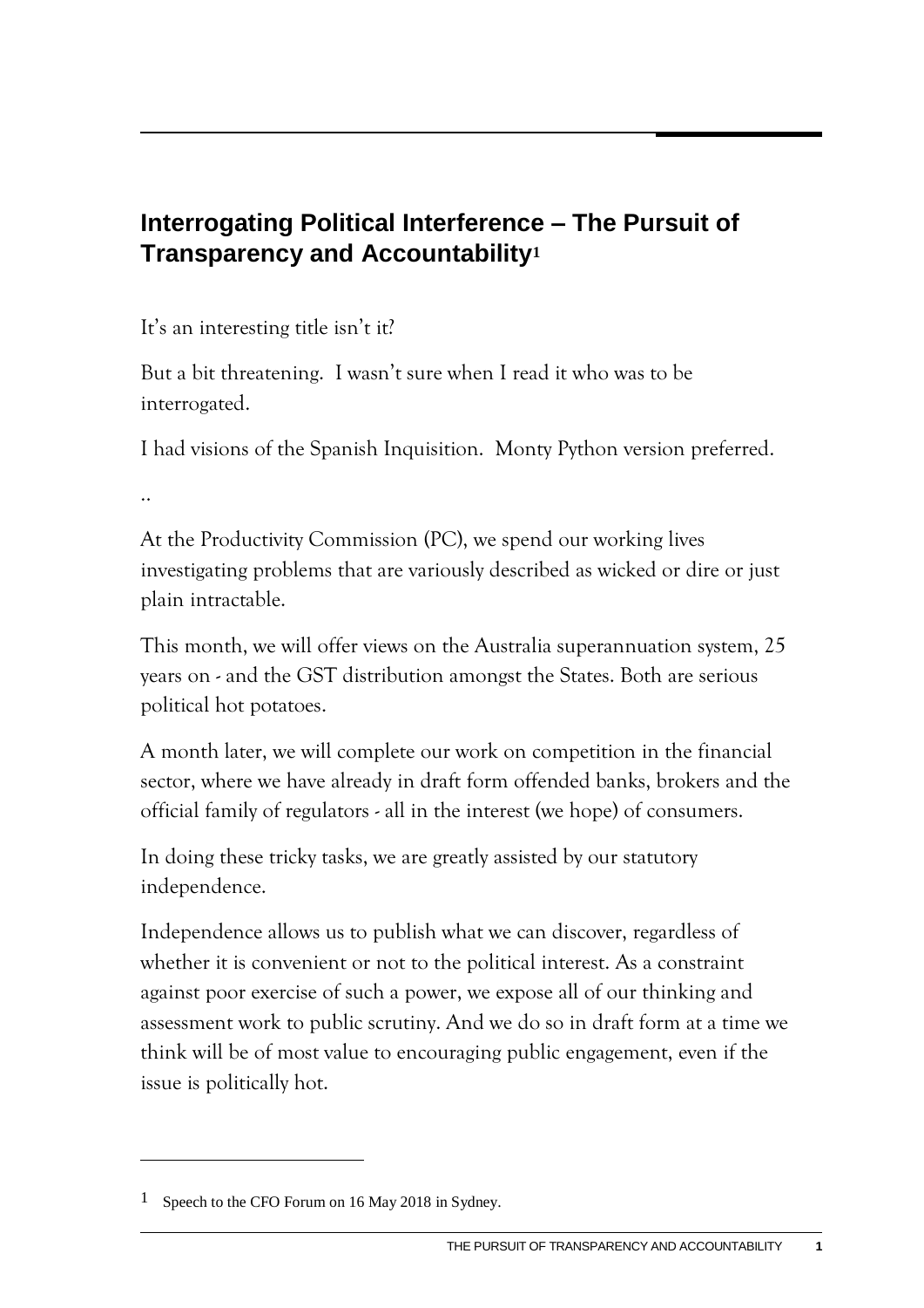# Interrogating Political Interference – The Pursuit of Transparency and Accountability[1]

It's an interesting title isn't it?

But a bit threatening. I wasn't sure when I read it who was to be interrogated.

I had visions of the Spanish Inquisition. Monty Python version preferred.

..

At the Productivity Commission (PC), we spend our working lives investigating problems that are variously described as wicked or dire or just plain intractable.

This month, we will offer views on the Australia superannuation system, 25 years on - and the GST distribution amongst the States. Both are serious political hot potatoes.

A month later, we will complete our work on competition in the financial sector, where we have already in draft form offended banks, brokers and the official family of regulators - all in the interest (we hope) of consumers.

In doing these tricky tasks, we are greatly assisted by our statutory independence.

Independence allows us to publish what we can discover, regardless of whether it is convenient or not to the political interest. As a constraint against poor exercise of such a power, we expose all of our thinking and assessment work to public scrutiny. And we do so in draft form at a time we think will be of most value to encouraging public engagement, even if the issue is politically hot.

---

[1] Speech to the CFO Forum on 16 May 2018 in Sydney.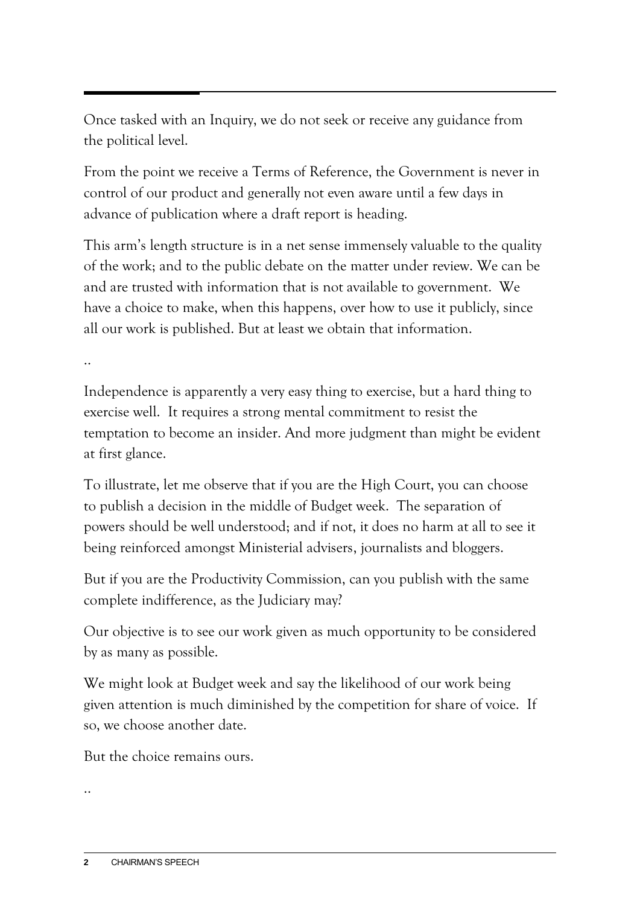Once tasked with an Inquiry, we do not seek or receive any guidance from the political level.

From the point we receive a Terms of Reference, the Government is never in control of our product and generally not even aware until a few days in advance of publication where a draft report is heading.

This arm's length structure is in a net sense immensely valuable to the quality of the work; and to the public debate on the matter under review. We can be and are trusted with information that is not available to government. We have a choice to make, when this happens, over how to use it publicly, since all our work is published. But at least we obtain that information.

..

Independence is apparently a very easy thing to exercise, but a hard thing to exercise well. It requires a strong mental commitment to resist the temptation to become an insider. And more judgment than might be evident at first glance.

To illustrate, let me observe that if you are the High Court, you can choose to publish a decision in the middle of Budget week. The separation of powers should be well understood; and if not, it does no harm at all to see it being reinforced amongst Ministerial advisers, journalists and bloggers.

But if you are the Productivity Commission, can you publish with the same complete indifference, as the Judiciary may?

Our objective is to see our work given as much opportunity to be considered by as many as possible.

We might look at Budget week and say the likelihood of our work being given attention is much diminished by the competition for share of voice. If so, we choose another date.

But the choice remains ours.

..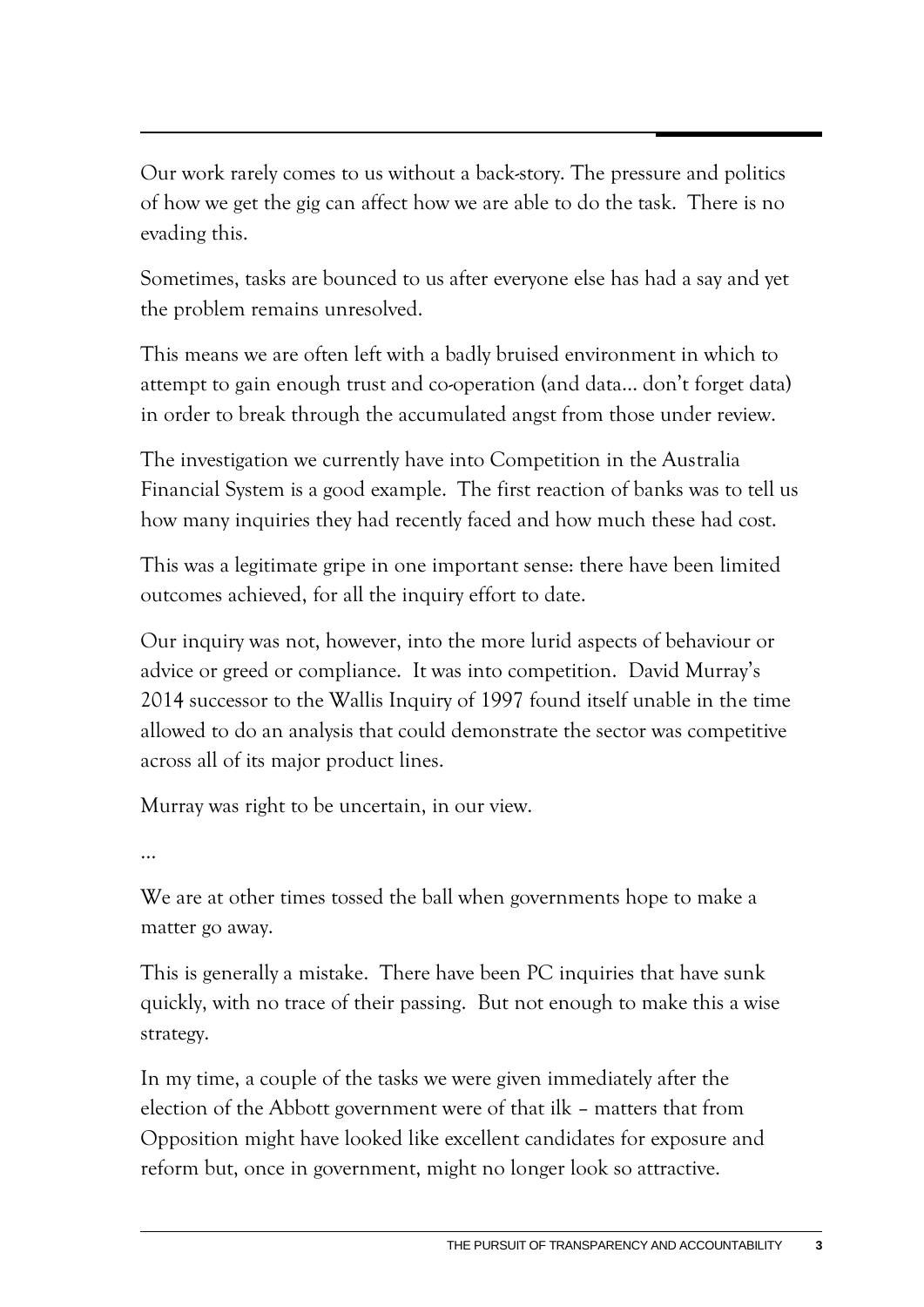Our work rarely comes to us without a back-story. The pressure and politics of how we get the gig can affect how we are able to do the task. There is no evading this.

Sometimes, tasks are bounced to us after everyone else has had a say and yet the problem remains unresolved.

This means we are often left with a badly bruised environment in which to attempt to gain enough trust and co-operation (and data… don't forget data) in order to break through the accumulated angst from those under review.

The investigation we currently have into Competition in the Australia Financial System is a good example. The first reaction of banks was to tell us how many inquiries they had recently faced and how much these had cost.

This was a legitimate gripe in one important sense: there have been limited outcomes achieved, for all the inquiry effort to date.

Our inquiry was not, however, into the more lurid aspects of behaviour or advice or greed or compliance. It was into competition. David Murray's 2014 successor to the Wallis Inquiry of 1997 found itself unable in the time allowed to do an analysis that could demonstrate the sector was competitive across all of its major product lines.

Murray was right to be uncertain, in our view.

…

We are at other times tossed the ball when governments hope to make a matter go away.

This is generally a mistake. There have been PC inquiries that have sunk quickly, with no trace of their passing. But not enough to make this a wise strategy.

In my time, a couple of the tasks we were given immediately after the election of the Abbott government were of that ilk – matters that from Opposition might have looked like excellent candidates for exposure and reform but, once in government, might no longer look so attractive.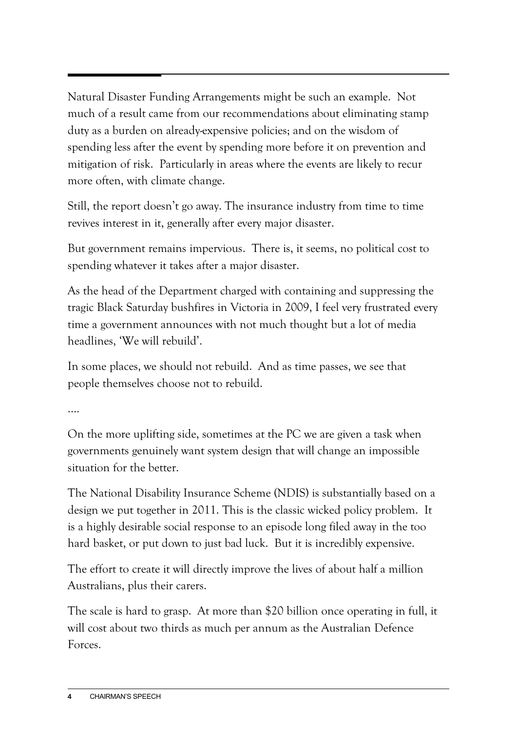Natural Disaster Funding Arrangements might be such an example. Not much of a result came from our recommendations about eliminating stamp duty as a burden on already-expensive policies; and on the wisdom of spending less after the event by spending more before it on prevention and mitigation of risk. Particularly in areas where the events are likely to recur more often, with climate change.

Still, the report doesn't go away. The insurance industry from time to time revives interest in it, generally after every major disaster.

But government remains impervious. There is, it seems, no political cost to spending whatever it takes after a major disaster.

As the head of the Department charged with containing and suppressing the tragic Black Saturday bushfires in Victoria in 2009, I feel very frustrated every time a government announces with not much thought but a lot of media headlines, 'We will rebuild'.

In some places, we should not rebuild. And as time passes, we see that people themselves choose not to rebuild.

....

On the more uplifting side, sometimes at the PC we are given a task when governments genuinely want system design that will change an impossible situation for the better.

The National Disability Insurance Scheme (NDIS) is substantially based on a design we put together in 2011. This is the classic wicked policy problem. It is a highly desirable social response to an episode long filed away in the too hard basket, or put down to just bad luck. But it is incredibly expensive.

The effort to create it will directly improve the lives of about half a million Australians, plus their carers.

The scale is hard to grasp. At more than $20 billion once operating in full, it will cost about two thirds as much per annum as the Australian Defence Forces.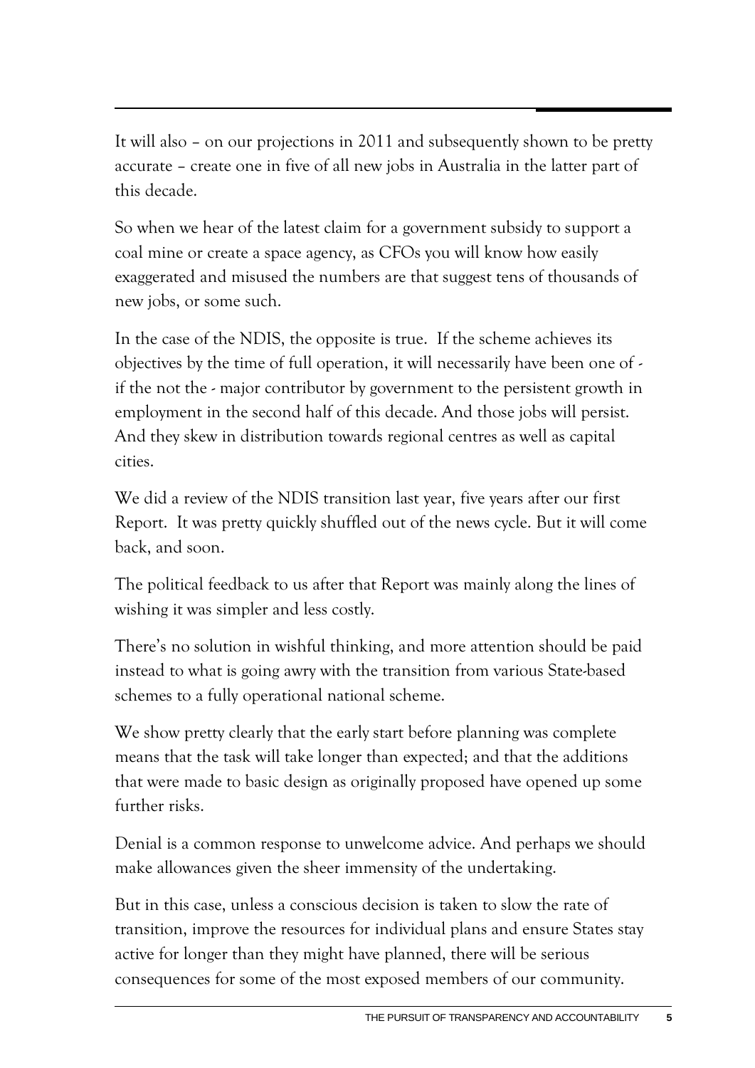It will also – on our projections in 2011 and subsequently shown to be pretty accurate – create one in five of all new jobs in Australia in the latter part of this decade.

So when we hear of the latest claim for a government subsidy to support a coal mine or create a space agency, as CFOs you will know how easily exaggerated and misused the numbers are that suggest tens of thousands of new jobs, or some such.

In the case of the NDIS, the opposite is true. If the scheme achieves its objectives by the time of full operation, it will necessarily have been one of - if the not the - major contributor by government to the persistent growth in employment in the second half of this decade. And those jobs will persist. And they skew in distribution towards regional centres as well as capital cities.

We did a review of the NDIS transition last year, five years after our first Report. It was pretty quickly shuffled out of the news cycle. But it will come back, and soon.

The political feedback to us after that Report was mainly along the lines of wishing it was simpler and less costly.

There's no solution in wishful thinking, and more attention should be paid instead to what is going awry with the transition from various State-based schemes to a fully operational national scheme.

We show pretty clearly that the early start before planning was complete means that the task will take longer than expected; and that the additions that were made to basic design as originally proposed have opened up some further risks.

Denial is a common response to unwelcome advice. And perhaps we should make allowances given the sheer immensity of the undertaking.

But in this case, unless a conscious decision is taken to slow the rate of transition, improve the resources for individual plans and ensure States stay active for longer than they might have planned, there will be serious consequences for some of the most exposed members of our community.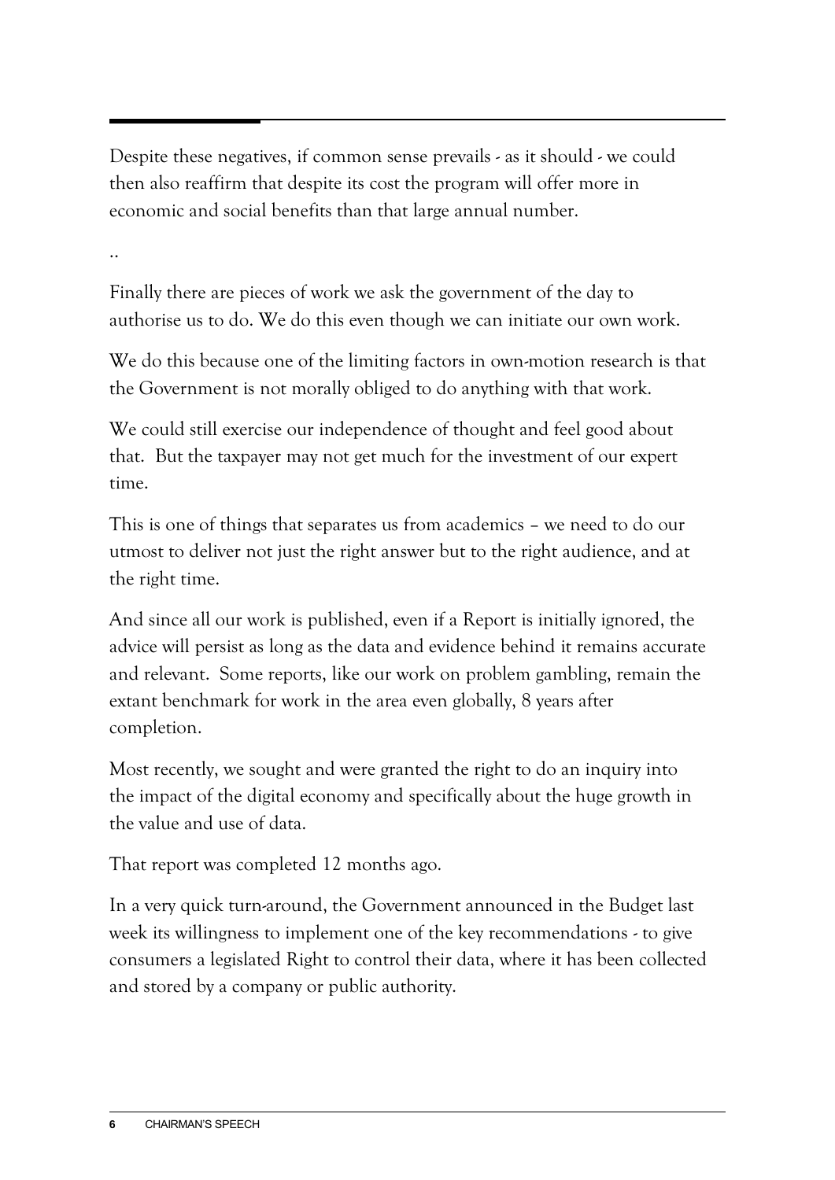Despite these negatives, if common sense prevails - as it should - we could then also reaffirm that despite its cost the program will offer more in economic and social benefits than that large annual number.

..

Finally there are pieces of work we ask the government of the day to authorise us to do. We do this even though we can initiate our own work.

We do this because one of the limiting factors in own-motion research is that the Government is not morally obliged to do anything with that work.

We could still exercise our independence of thought and feel good about that. But the taxpayer may not get much for the investment of our expert time.

This is one of things that separates us from academics – we need to do our utmost to deliver not just the right answer but to the right audience, and at the right time.

And since all our work is published, even if a Report is initially ignored, the advice will persist as long as the data and evidence behind it remains accurate and relevant. Some reports, like our work on problem gambling, remain the extant benchmark for work in the area even globally, 8 years after completion.

Most recently, we sought and were granted the right to do an inquiry into the impact of the digital economy and specifically about the huge growth in the value and use of data.

That report was completed 12 months ago.

In a very quick turn-around, the Government announced in the Budget last week its willingness to implement one of the key recommendations - to give consumers a legislated Right to control their data, where it has been collected and stored by a company or public authority.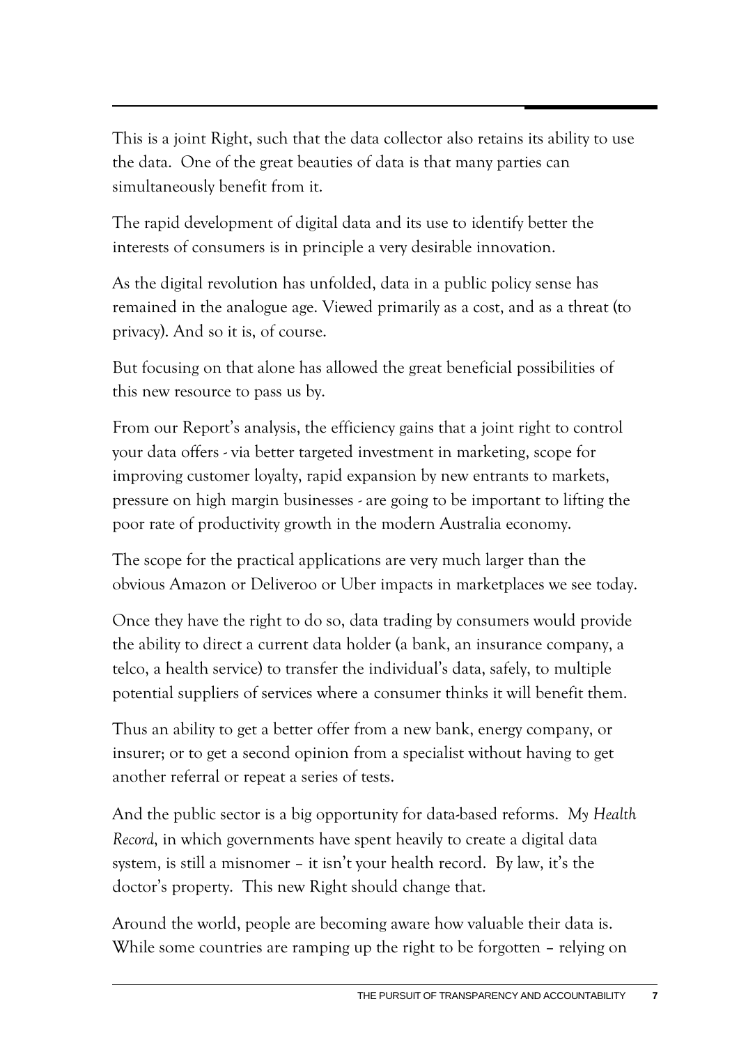This is a joint Right, such that the data collector also retains its ability to use the data. One of the great beauties of data is that many parties can simultaneously benefit from it.

The rapid development of digital data and its use to identify better the interests of consumers is in principle a very desirable innovation.

As the digital revolution has unfolded, data in a public policy sense has remained in the analogue age. Viewed primarily as a cost, and as a threat (to privacy). And so it is, of course.

But focusing on that alone has allowed the great beneficial possibilities of this new resource to pass us by.

From our Report's analysis, the efficiency gains that a joint right to control your data offers - via better targeted investment in marketing, scope for improving customer loyalty, rapid expansion by new entrants to markets, pressure on high margin businesses - are going to be important to lifting the poor rate of productivity growth in the modern Australia economy.

The scope for the practical applications are very much larger than the obvious Amazon or Deliveroo or Uber impacts in marketplaces we see today.

Once they have the right to do so, data trading by consumers would provide the ability to direct a current data holder (a bank, an insurance company, a telco, a health service) to transfer the individual's data, safely, to multiple potential suppliers of services where a consumer thinks it will benefit them.

Thus an ability to get a better offer from a new bank, energy company, or insurer; or to get a second opinion from a specialist without having to get another referral or repeat a series of tests.

And the public sector is a big opportunity for data-based reforms. *My Health Record*, in which governments have spent heavily to create a digital data system, is still a misnomer – it isn't your health record. By law, it's the doctor's property. This new Right should change that.

Around the world, people are becoming aware how valuable their data is. While some countries are ramping up the right to be forgotten – relying on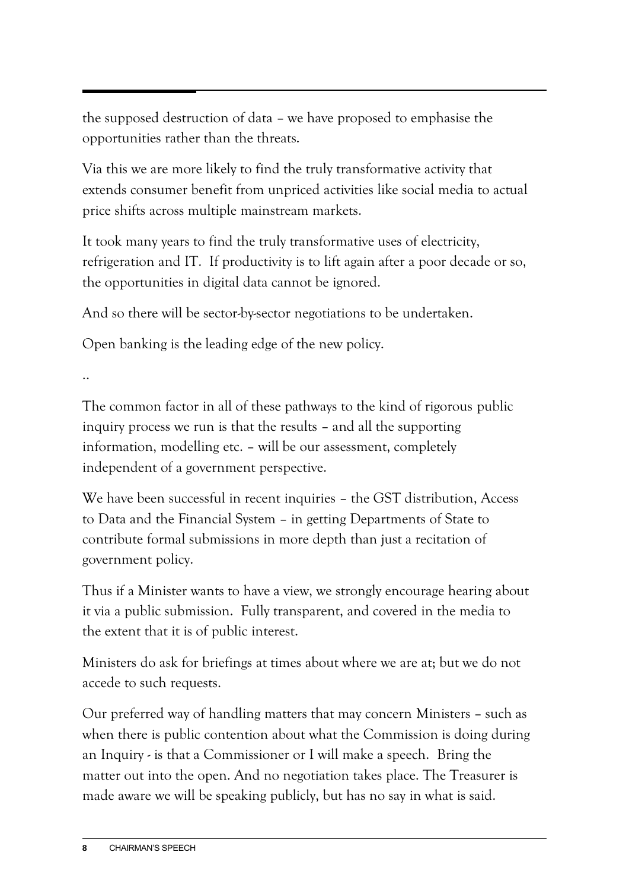the supposed destruction of data – we have proposed to emphasise the opportunities rather than the threats.

Via this we are more likely to find the truly transformative activity that extends consumer benefit from unpriced activities like social media to actual price shifts across multiple mainstream markets.

It took many years to find the truly transformative uses of electricity, refrigeration and IT. If productivity is to lift again after a poor decade or so, the opportunities in digital data cannot be ignored.

And so there will be sector-by-sector negotiations to be undertaken.

Open banking is the leading edge of the new policy.

..

The common factor in all of these pathways to the kind of rigorous public inquiry process we run is that the results – and all the supporting information, modelling etc. – will be our assessment, completely independent of a government perspective.

We have been successful in recent inquiries – the GST distribution, Access to Data and the Financial System – in getting Departments of State to contribute formal submissions in more depth than just a recitation of government policy.

Thus if a Minister wants to have a view, we strongly encourage hearing about it via a public submission. Fully transparent, and covered in the media to the extent that it is of public interest.

Ministers do ask for briefings at times about where we are at; but we do not accede to such requests.

Our preferred way of handling matters that may concern Ministers – such as when there is public contention about what the Commission is doing during an Inquiry - is that a Commissioner or I will make a speech. Bring the matter out into the open. And no negotiation takes place. The Treasurer is made aware we will be speaking publicly, but has no say in what is said.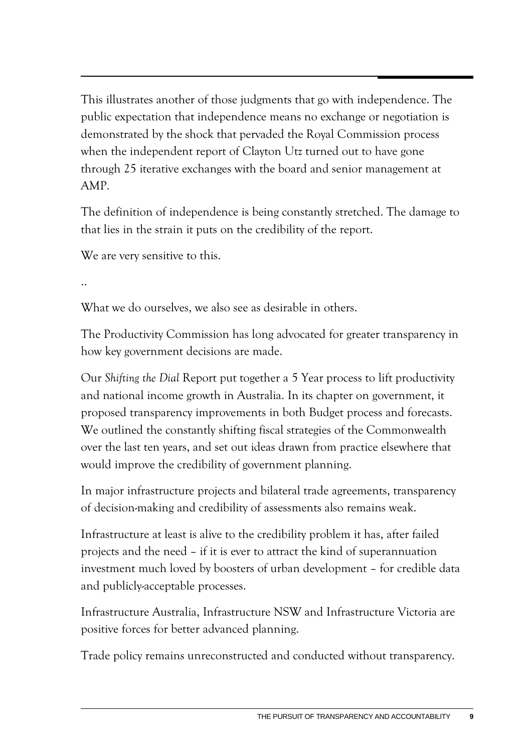This illustrates another of those judgments that go with independence. The public expectation that independence means no exchange or negotiation is demonstrated by the shock that pervaded the Royal Commission process when the independent report of Clayton Utz turned out to have gone through 25 iterative exchanges with the board and senior management at AMP.

The definition of independence is being constantly stretched. The damage to that lies in the strain it puts on the credibility of the report.

We are very sensitive to this.

..

What we do ourselves, we also see as desirable in others.

The Productivity Commission has long advocated for greater transparency in how key government decisions are made.

Our *Shifting the Dial* Report put together a 5 Year process to lift productivity and national income growth in Australia. In its chapter on government, it proposed transparency improvements in both Budget process and forecasts. We outlined the constantly shifting fiscal strategies of the Commonwealth over the last ten years, and set out ideas drawn from practice elsewhere that would improve the credibility of government planning.

In major infrastructure projects and bilateral trade agreements, transparency of decision-making and credibility of assessments also remains weak.

Infrastructure at least is alive to the credibility problem it has, after failed projects and the need – if it is ever to attract the kind of superannuation investment much loved by boosters of urban development – for credible data and publicly-acceptable processes.

Infrastructure Australia, Infrastructure NSW and Infrastructure Victoria are positive forces for better advanced planning.

Trade policy remains unreconstructed and conducted without transparency.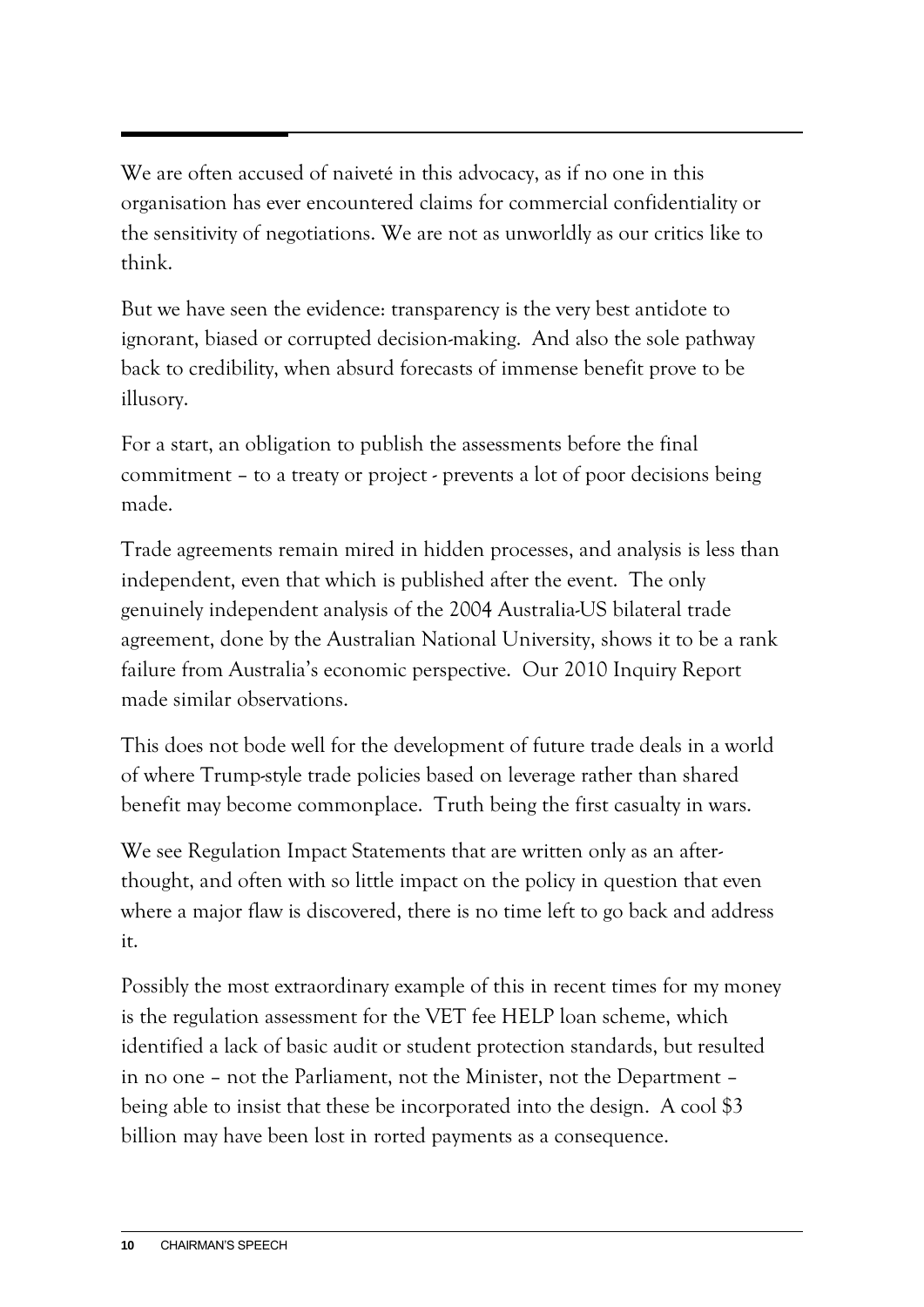We are often accused of naiveté in this advocacy, as if no one in this organisation has ever encountered claims for commercial confidentiality or the sensitivity of negotiations. We are not as unworldly as our critics like to think.

But we have seen the evidence: transparency is the very best antidote to ignorant, biased or corrupted decision-making. And also the sole pathway back to credibility, when absurd forecasts of immense benefit prove to be illusory.

For a start, an obligation to publish the assessments before the final commitment – to a treaty or project - prevents a lot of poor decisions being made.

Trade agreements remain mired in hidden processes, and analysis is less than independent, even that which is published after the event. The only genuinely independent analysis of the 2004 Australia-US bilateral trade agreement, done by the Australian National University, shows it to be a rank failure from Australia's economic perspective. Our 2010 Inquiry Report made similar observations.

This does not bode well for the development of future trade deals in a world of where Trump-style trade policies based on leverage rather than shared benefit may become commonplace. Truth being the first casualty in wars.

We see Regulation Impact Statements that are written only as an after-thought, and often with so little impact on the policy in question that even where a major flaw is discovered, there is no time left to go back and address it.

Possibly the most extraordinary example of this in recent times for my money is the regulation assessment for the VET fee HELP loan scheme, which identified a lack of basic audit or student protection standards, but resulted in no one – not the Parliament, not the Minister, not the Department – being able to insist that these be incorporated into the design. A cool $3 billion may have been lost in rorted payments as a consequence.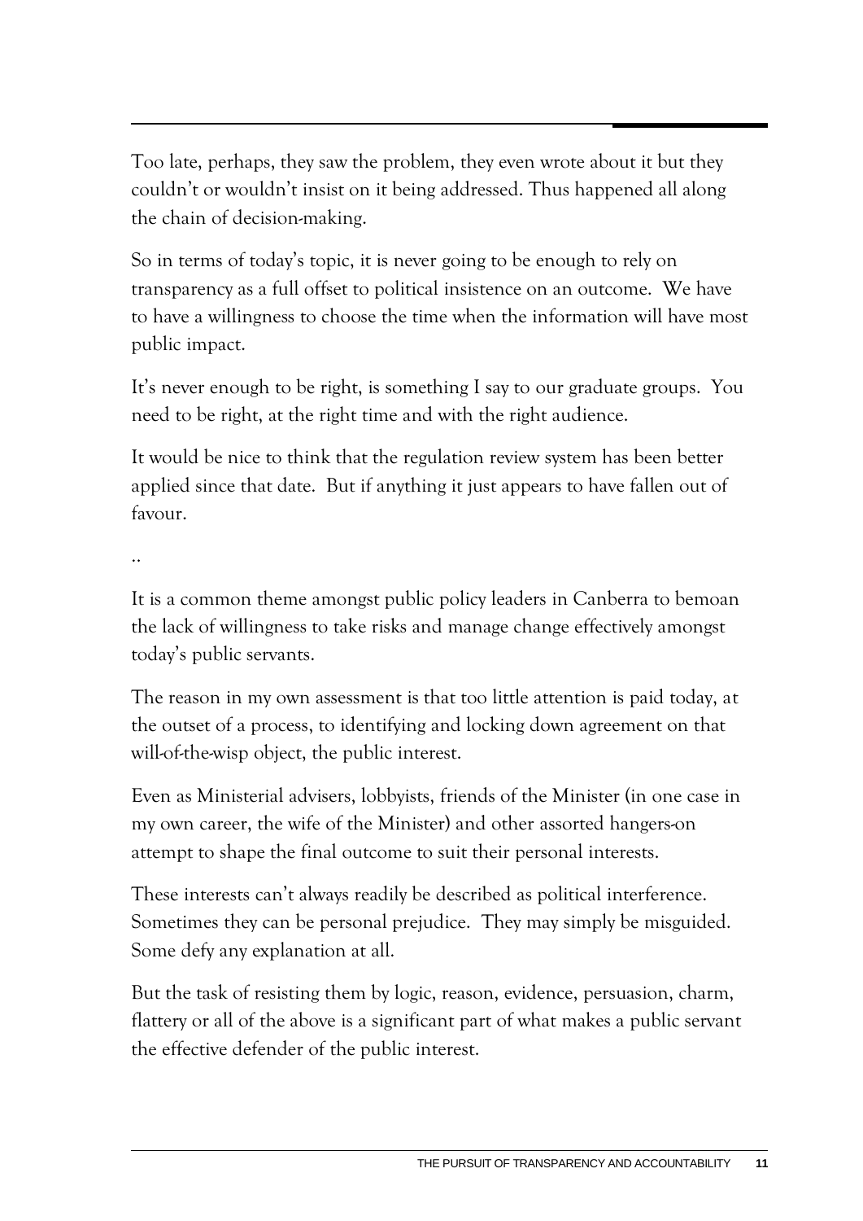Too late, perhaps, they saw the problem, they even wrote about it but they couldn't or wouldn't insist on it being addressed. Thus happened all along the chain of decision-making.

So in terms of today's topic, it is never going to be enough to rely on transparency as a full offset to political insistence on an outcome. We have to have a willingness to choose the time when the information will have most public impact.

It's never enough to be right, is something I say to our graduate groups. You need to be right, at the right time and with the right audience.

It would be nice to think that the regulation review system has been better applied since that date. But if anything it just appears to have fallen out of favour.

..

It is a common theme amongst public policy leaders in Canberra to bemoan the lack of willingness to take risks and manage change effectively amongst today's public servants.

The reason in my own assessment is that too little attention is paid today, at the outset of a process, to identifying and locking down agreement on that will-of-the-wisp object, the public interest.

Even as Ministerial advisers, lobbyists, friends of the Minister (in one case in my own career, the wife of the Minister) and other assorted hangers-on attempt to shape the final outcome to suit their personal interests.

These interests can't always readily be described as political interference. Sometimes they can be personal prejudice. They may simply be misguided. Some defy any explanation at all.

But the task of resisting them by logic, reason, evidence, persuasion, charm, flattery or all of the above is a significant part of what makes a public servant the effective defender of the public interest.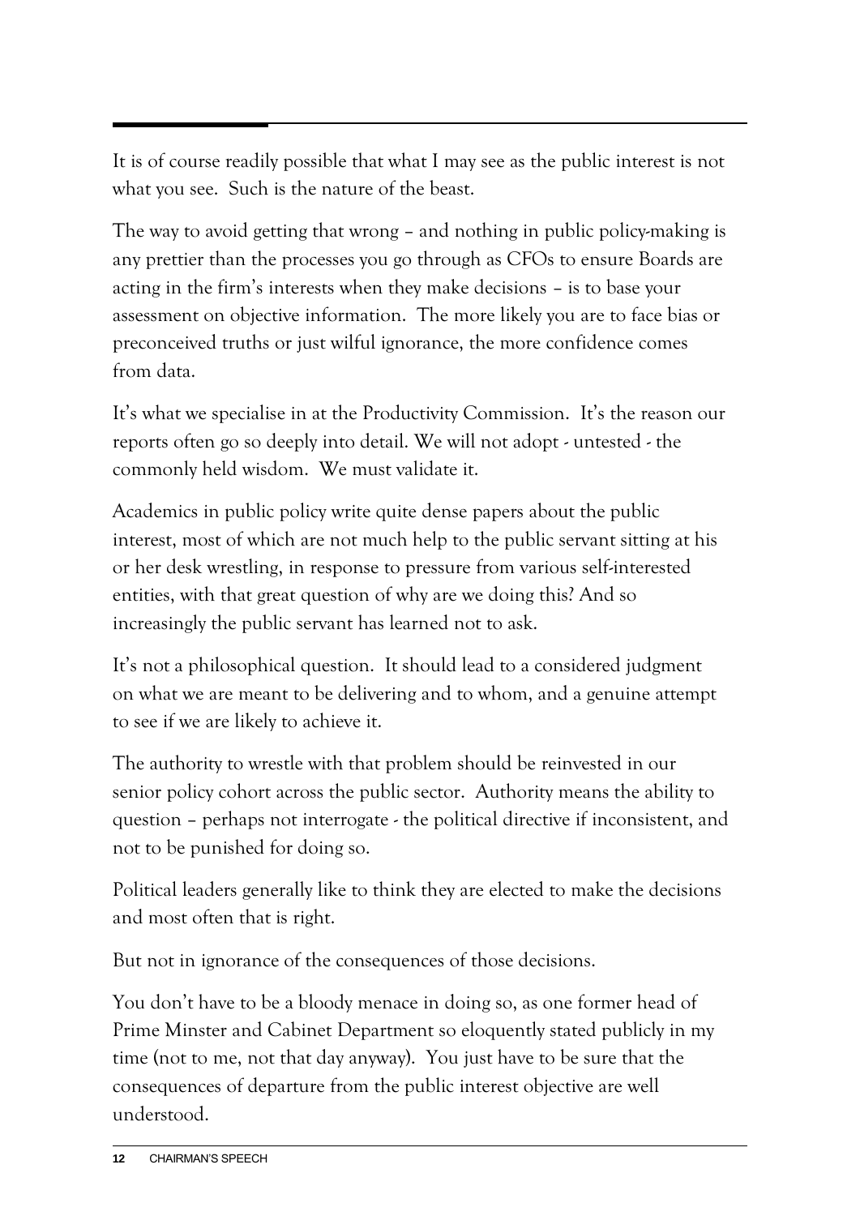It is of course readily possible that what I may see as the public interest is not what you see. Such is the nature of the beast.

The way to avoid getting that wrong – and nothing in public policy-making is any prettier than the processes you go through as CFOs to ensure Boards are acting in the firm's interests when they make decisions – is to base your assessment on objective information. The more likely you are to face bias or preconceived truths or just wilful ignorance, the more confidence comes from data.

It's what we specialise in at the Productivity Commission. It's the reason our reports often go so deeply into detail. We will not adopt - untested - the commonly held wisdom. We must validate it.

Academics in public policy write quite dense papers about the public interest, most of which are not much help to the public servant sitting at his or her desk wrestling, in response to pressure from various self-interested entities, with that great question of why are we doing this? And so increasingly the public servant has learned not to ask.

It's not a philosophical question. It should lead to a considered judgment on what we are meant to be delivering and to whom, and a genuine attempt to see if we are likely to achieve it.

The authority to wrestle with that problem should be reinvested in our senior policy cohort across the public sector. Authority means the ability to question – perhaps not interrogate - the political directive if inconsistent, and not to be punished for doing so.

Political leaders generally like to think they are elected to make the decisions and most often that is right.

But not in ignorance of the consequences of those decisions.

You don't have to be a bloody menace in doing so, as one former head of Prime Minster and Cabinet Department so eloquently stated publicly in my time (not to me, not that day anyway). You just have to be sure that the consequences of departure from the public interest objective are well understood.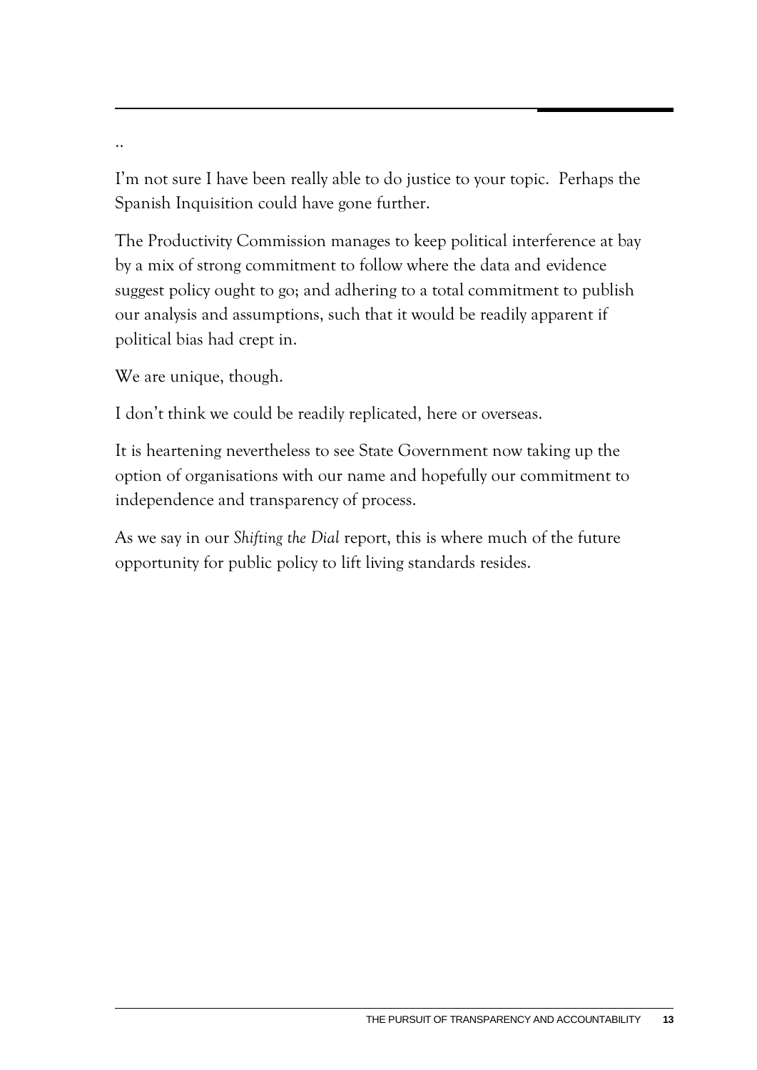..

I'm not sure I have been really able to do justice to your topic. Perhaps the Spanish Inquisition could have gone further.

The Productivity Commission manages to keep political interference at bay by a mix of strong commitment to follow where the data and evidence suggest policy ought to go; and adhering to a total commitment to publish our analysis and assumptions, such that it would be readily apparent if political bias had crept in.

We are unique, though.

I don't think we could be readily replicated, here or overseas.

It is heartening nevertheless to see State Government now taking up the option of organisations with our name and hopefully our commitment to independence and transparency of process.

As we say in our *Shifting the Dial* report, this is where much of the future opportunity for public policy to lift living standards resides.